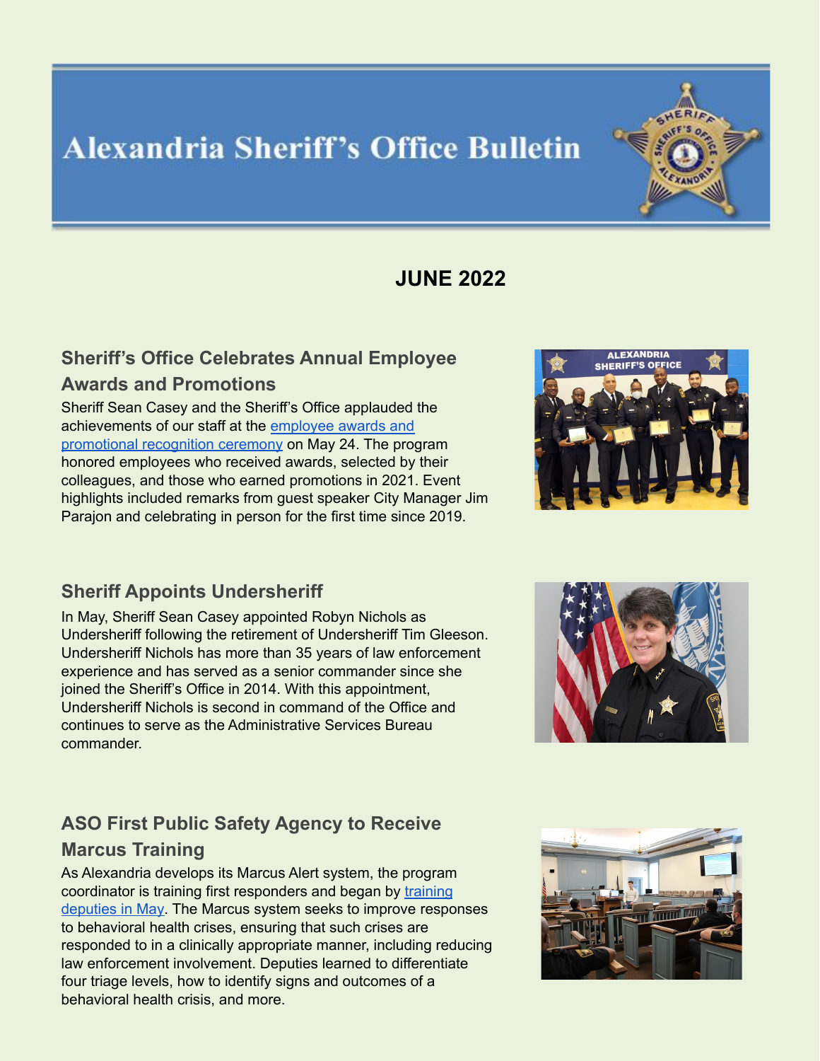# Alexandria Sheriff's Office Bulletin

## JUNE 2022

### Sheriff's Office Celebrates Annual Employee Awards and Promotions

Sheriff Sean Casey and the Sheriff's Office applauded the achievements of our staff at the employee awards and promotional recognition ceremony on May 24. The program honored employees who received awards, selected by their colleagues, and those who earned promotions in 2021. Event highlights included remarks from guest speaker City Manager Jim Parajon and celebrating in person for the first time since 2019.

### Sheriff Appoints Undersheriff

In May, Sheriff Sean Casey appointed Robyn Nichols as Undersheriff following the retirement of Undersheriff Tim Gleeson. Undersheriff Nichols has more than 35 years of law enforcement experience and has served as a senior commander since she joined the Sheriff's Office in 2014. With this appointment, Undersheriff Nichols is second in command of the Office and continues to serve as the Administrative Services Bureau commander.

### ASO First Public Safety Agency to Receive Marcus Training

As Alexandria develops its Marcus Alert system, the program coordinator is training first responders and began by training deputies in May. The Marcus system seeks to improve responses to behavioral health crises, ensuring that such crises are responded to in a clinically appropriate manner, including reducing law enforcement involvement. Deputies learned to differentiate four triage levels, how to identify signs and outcomes of a behavioral health crisis, and more.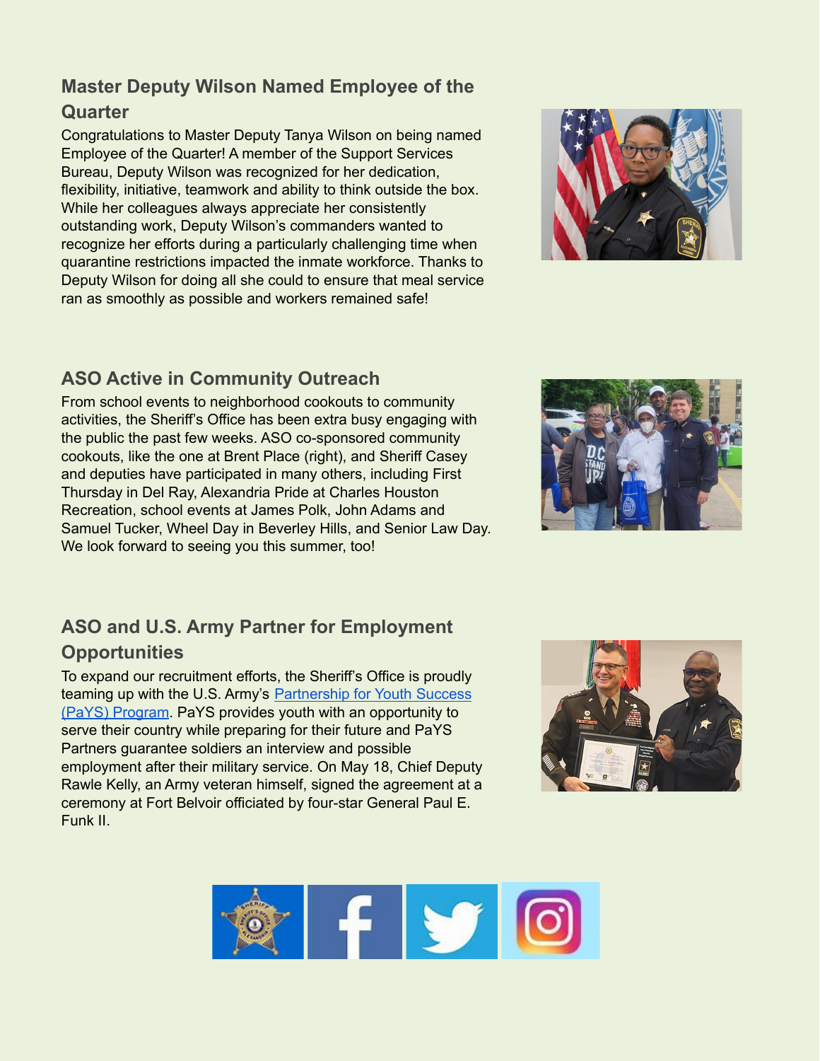## Master Deputy Wilson Named Employee of the Quarter

Congratulations to Master Deputy Tanya Wilson on being named Employee of the Quarter! A member of the Support Services Bureau, Deputy Wilson was recognized for her dedication, flexibility, initiative, teamwork and ability to think outside the box. While her colleagues always appreciate her consistently outstanding work, Deputy Wilson's commanders wanted to recognize her efforts during a particularly challenging time when quarantine restrictions impacted the inmate workforce. Thanks to Deputy Wilson for doing all she could to ensure that meal service ran as smoothly as possible and workers remained safe!

## ASO Active in Community Outreach

From school events to neighborhood cookouts to community activities, the Sheriff's Office has been extra busy engaging with the public the past few weeks. ASO co-sponsored community cookouts, like the one at Brent Place (right), and Sheriff Casey and deputies have participated in many others, including First Thursday in Del Ray, Alexandria Pride at Charles Houston Recreation, school events at James Polk, John Adams and Samuel Tucker, Wheel Day in Beverley Hills, and Senior Law Day. We look forward to seeing you this summer, too!

## ASO and U.S. Army Partner for Employment Opportunities

To expand our recruitment efforts, the Sheriff's Office is proudly teaming up with the U.S. Army's [Partnership for Youth Success (PaYS) Program](). PaYS provides youth with an opportunity to serve their country while preparing for their future and PaYS Partners guarantee soldiers an interview and possible employment after their military service. On May 18, Chief Deputy Rawle Kelly, an Army veteran himself, signed the agreement at a ceremony at Fort Belvoir officiated by four-star General Paul E. Funk II.